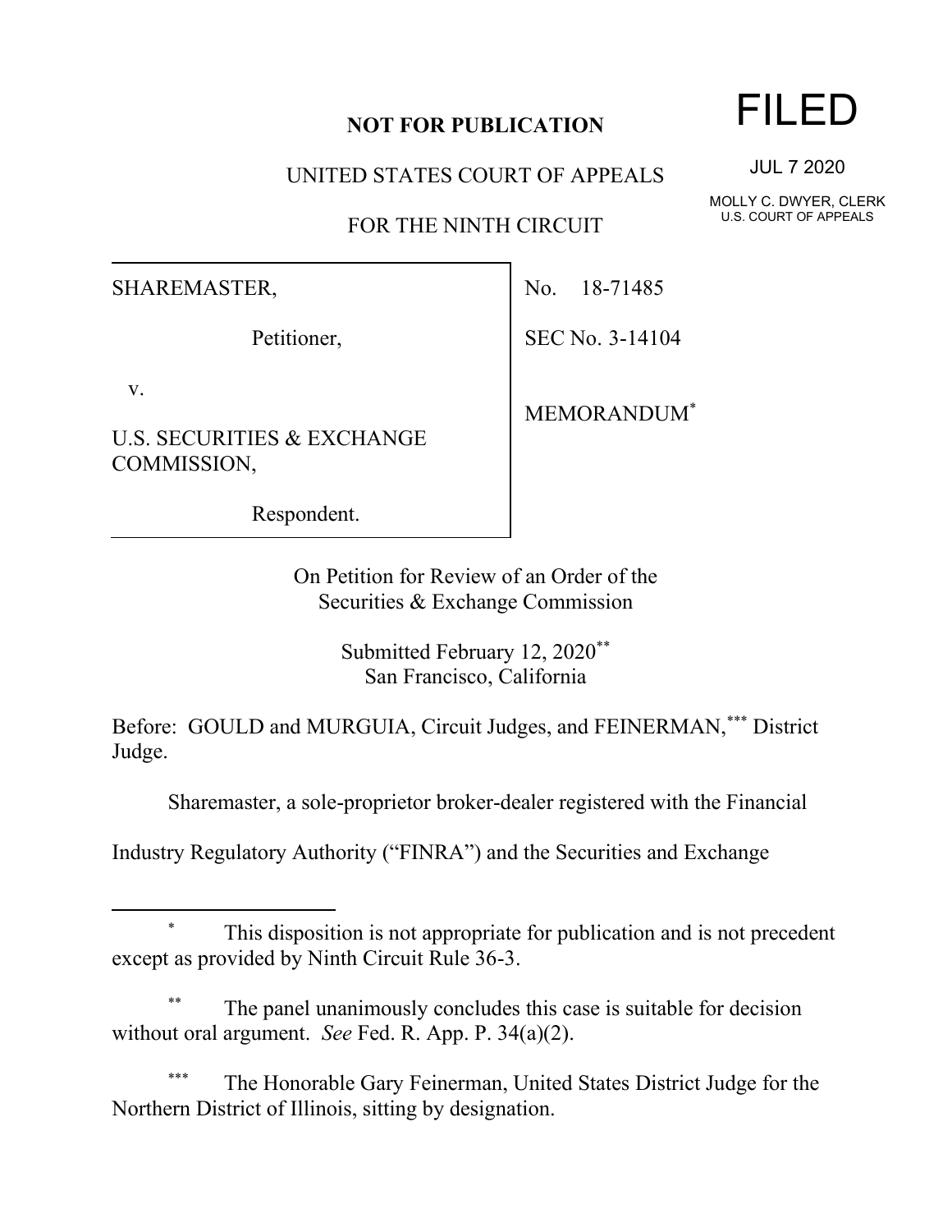**NOT FOR PUBLICATION**

UNITED STATES COURT OF APPEALS

FOR THE NINTH CIRCUIT

FILED

JUL 7 2020

MOLLY C. DWYER, CLERK
U.S. COURT OF APPEALS

SHAREMASTER,

Petitioner,

v.

U.S. SECURITIES & EXCHANGE COMMISSION,

Respondent.

No. 18-71485

SEC No. 3-14104

MEMORANDUM[*]

On Petition for Review of an Order of the Securities & Exchange Commission

Submitted February 12, 2020[**]
San Francisco, California

Before: GOULD and MURGUIA, Circuit Judges, and FEINERMAN,[***] District Judge.

Sharemaster, a sole-proprietor broker-dealer registered with the Financial Industry Regulatory Authority ("FINRA") and the Securities and Exchange

---

[*] This disposition is not appropriate for publication and is not precedent except as provided by Ninth Circuit Rule 36-3.

[**] The panel unanimously concludes this case is suitable for decision without oral argument. *See* Fed. R. App. P. 34(a)(2).

[***] The Honorable Gary Feinerman, United States District Judge for the Northern District of Illinois, sitting by designation.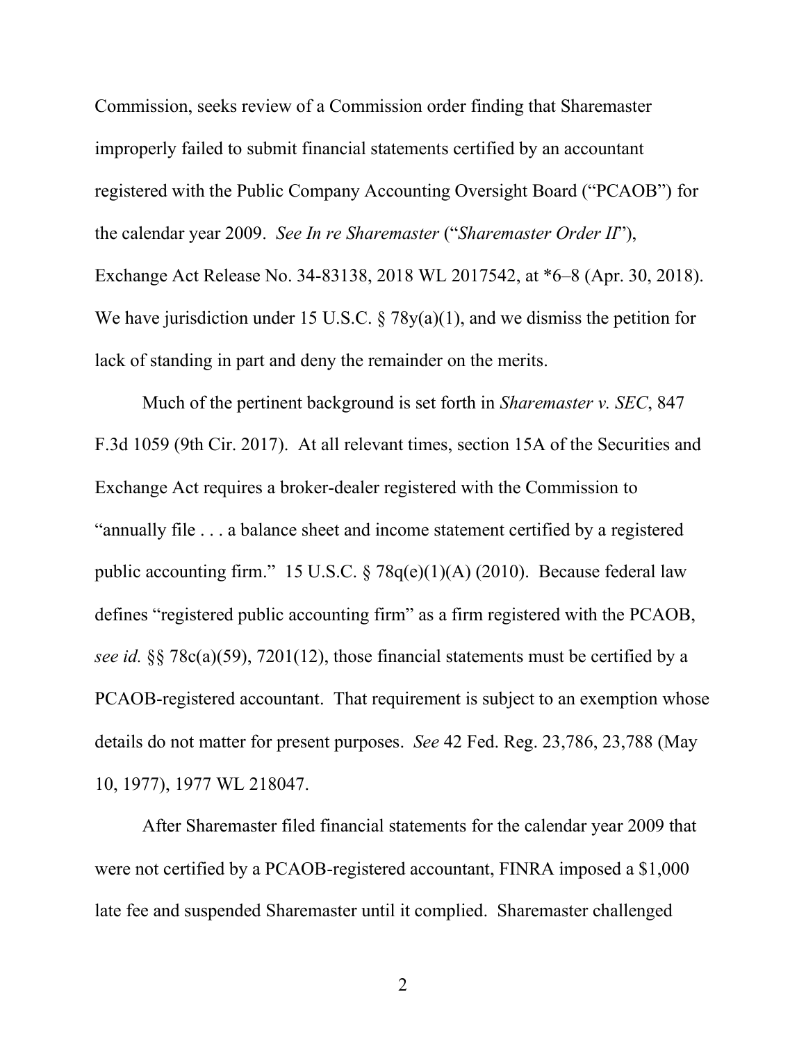Commission, seeks review of a Commission order finding that Sharemaster improperly failed to submit financial statements certified by an accountant registered with the Public Company Accounting Oversight Board ("PCAOB") for the calendar year 2009. *See In re Sharemaster* ("*Sharemaster Order II*"), Exchange Act Release No. 34-83138, 2018 WL 2017542, at *6–8 (Apr. 30, 2018). We have jurisdiction under 15 U.S.C. § 78y(a)(1), and we dismiss the petition for lack of standing in part and deny the remainder on the merits.

Much of the pertinent background is set forth in *Sharemaster v. SEC*, 847 F.3d 1059 (9th Cir. 2017). At all relevant times, section 15A of the Securities and Exchange Act requires a broker-dealer registered with the Commission to "annually file . . . a balance sheet and income statement certified by a registered public accounting firm." 15 U.S.C. § 78q(e)(1)(A) (2010). Because federal law defines "registered public accounting firm" as a firm registered with the PCAOB, *see id.* §§ 78c(a)(59), 7201(12), those financial statements must be certified by a PCAOB-registered accountant. That requirement is subject to an exemption whose details do not matter for present purposes. *See* 42 Fed. Reg. 23,786, 23,788 (May 10, 1977), 1977 WL 218047.

After Sharemaster filed financial statements for the calendar year 2009 that were not certified by a PCAOB-registered accountant, FINRA imposed a $1,000 late fee and suspended Sharemaster until it complied. Sharemaster challenged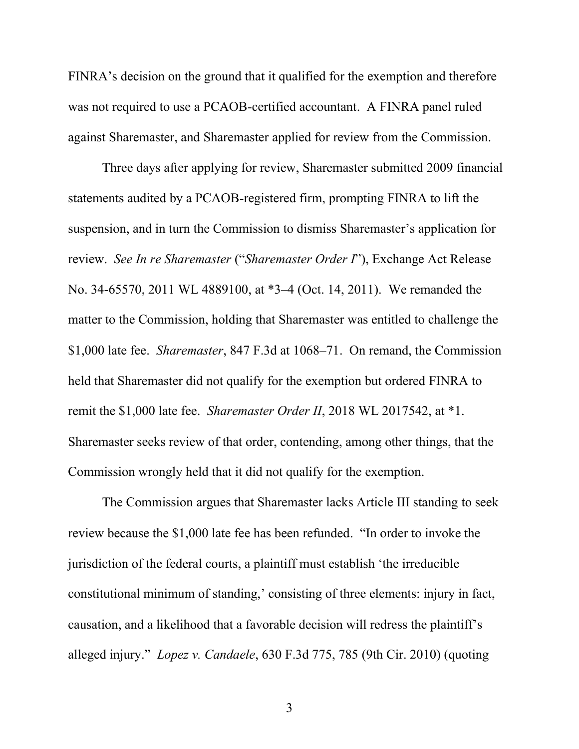FINRA's decision on the ground that it qualified for the exemption and therefore was not required to use a PCAOB-certified accountant. A FINRA panel ruled against Sharemaster, and Sharemaster applied for review from the Commission.

Three days after applying for review, Sharemaster submitted 2009 financial statements audited by a PCAOB-registered firm, prompting FINRA to lift the suspension, and in turn the Commission to dismiss Sharemaster's application for review. *See In re Sharemaster* ("*Sharemaster Order I*"), Exchange Act Release No. 34-65570, 2011 WL 4889100, at *3–4 (Oct. 14, 2011). We remanded the matter to the Commission, holding that Sharemaster was entitled to challenge the $1,000 late fee. *Sharemaster*, 847 F.3d at 1068–71. On remand, the Commission held that Sharemaster did not qualify for the exemption but ordered FINRA to remit the $1,000 late fee. *Sharemaster Order II*, 2018 WL 2017542, at *1. Sharemaster seeks review of that order, contending, among other things, that the Commission wrongly held that it did not qualify for the exemption.

The Commission argues that Sharemaster lacks Article III standing to seek review because the $1,000 late fee has been refunded. "In order to invoke the jurisdiction of the federal courts, a plaintiff must establish 'the irreducible constitutional minimum of standing,' consisting of three elements: injury in fact, causation, and a likelihood that a favorable decision will redress the plaintiff's alleged injury." *Lopez v. Candaele*, 630 F.3d 775, 785 (9th Cir. 2010) (quoting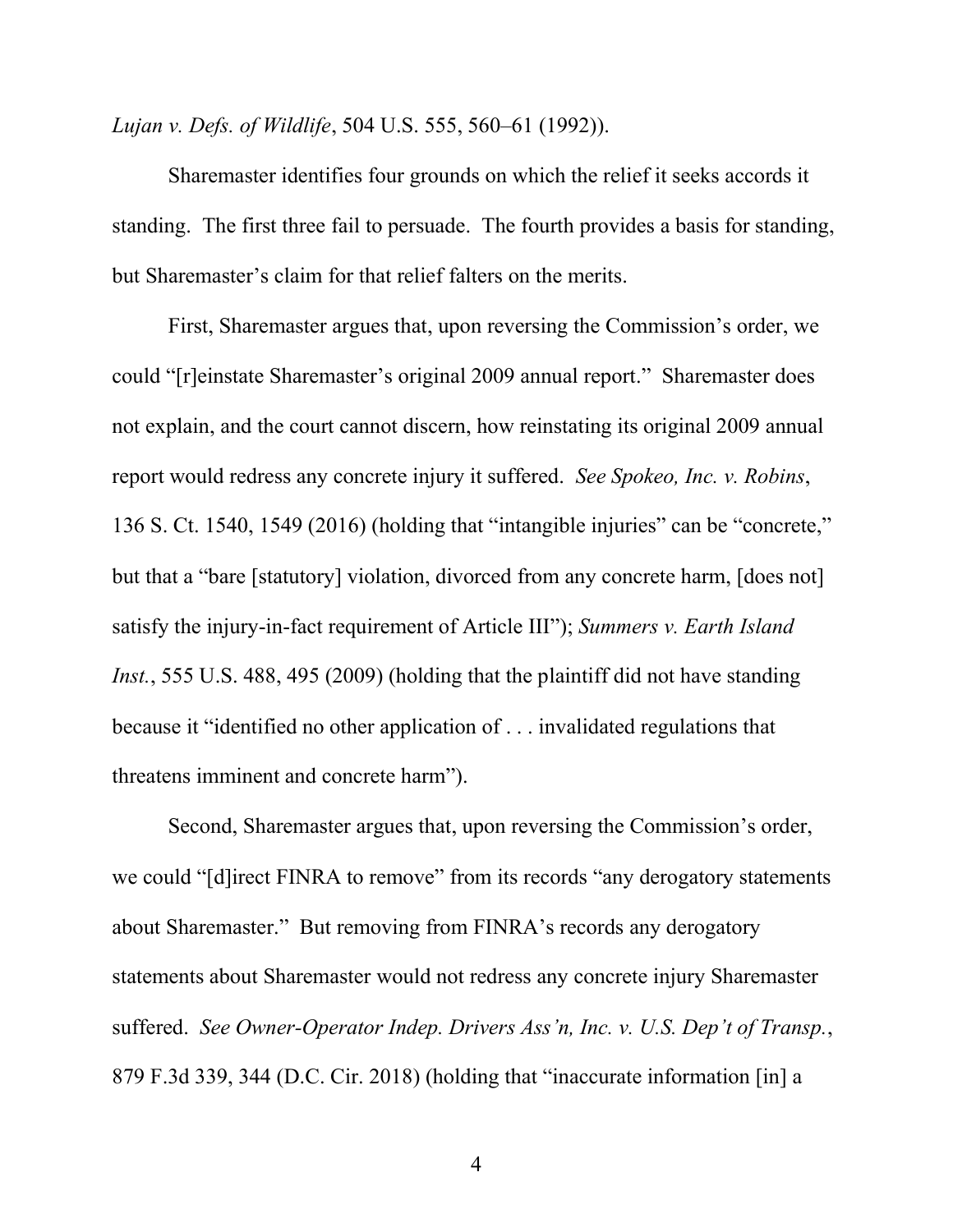*Lujan v. Defs. of Wildlife*, 504 U.S. 555, 560–61 (1992)).

Sharemaster identifies four grounds on which the relief it seeks accords it standing. The first three fail to persuade. The fourth provides a basis for standing, but Sharemaster's claim for that relief falters on the merits.

First, Sharemaster argues that, upon reversing the Commission's order, we could "[r]einstate Sharemaster's original 2009 annual report." Sharemaster does not explain, and the court cannot discern, how reinstating its original 2009 annual report would redress any concrete injury it suffered. *See Spokeo, Inc. v. Robins*, 136 S. Ct. 1540, 1549 (2016) (holding that "intangible injuries" can be "concrete," but that a "bare [statutory] violation, divorced from any concrete harm, [does not] satisfy the injury-in-fact requirement of Article III"); *Summers v. Earth Island Inst.*, 555 U.S. 488, 495 (2009) (holding that the plaintiff did not have standing because it "identified no other application of . . . invalidated regulations that threatens imminent and concrete harm").

Second, Sharemaster argues that, upon reversing the Commission's order, we could "[d]irect FINRA to remove" from its records "any derogatory statements about Sharemaster." But removing from FINRA's records any derogatory statements about Sharemaster would not redress any concrete injury Sharemaster suffered. *See Owner-Operator Indep. Drivers Ass'n, Inc. v. U.S. Dep't of Transp.*, 879 F.3d 339, 344 (D.C. Cir. 2018) (holding that "inaccurate information [in] a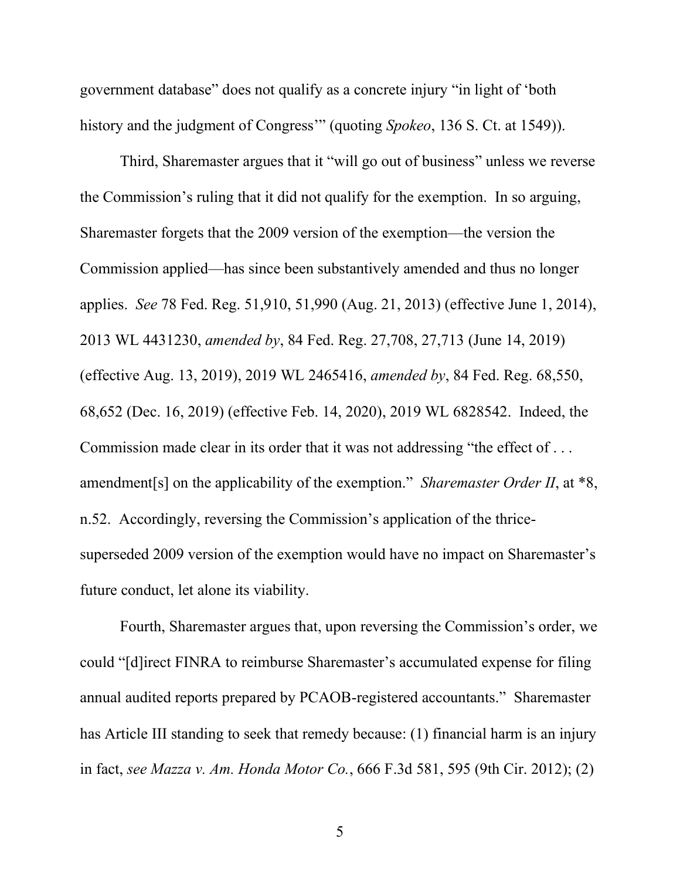government database" does not qualify as a concrete injury "in light of 'both history and the judgment of Congress'" (quoting *Spokeo*, 136 S. Ct. at 1549)).

Third, Sharemaster argues that it "will go out of business" unless we reverse the Commission's ruling that it did not qualify for the exemption. In so arguing, Sharemaster forgets that the 2009 version of the exemption—the version the Commission applied—has since been substantively amended and thus no longer applies. *See* 78 Fed. Reg. 51,910, 51,990 (Aug. 21, 2013) (effective June 1, 2014), 2013 WL 4431230, *amended by*, 84 Fed. Reg. 27,708, 27,713 (June 14, 2019) (effective Aug. 13, 2019), 2019 WL 2465416, *amended by*, 84 Fed. Reg. 68,550, 68,652 (Dec. 16, 2019) (effective Feb. 14, 2020), 2019 WL 6828542. Indeed, the Commission made clear in its order that it was not addressing "the effect of . . . amendment[s] on the applicability of the exemption." *Sharemaster Order II*, at *8, n.52. Accordingly, reversing the Commission's application of the thrice-superseded 2009 version of the exemption would have no impact on Sharemaster's future conduct, let alone its viability.

Fourth, Sharemaster argues that, upon reversing the Commission's order, we could "[d]irect FINRA to reimburse Sharemaster's accumulated expense for filing annual audited reports prepared by PCAOB-registered accountants." Sharemaster has Article III standing to seek that remedy because: (1) financial harm is an injury in fact, *see Mazza v. Am. Honda Motor Co.*, 666 F.3d 581, 595 (9th Cir. 2012); (2)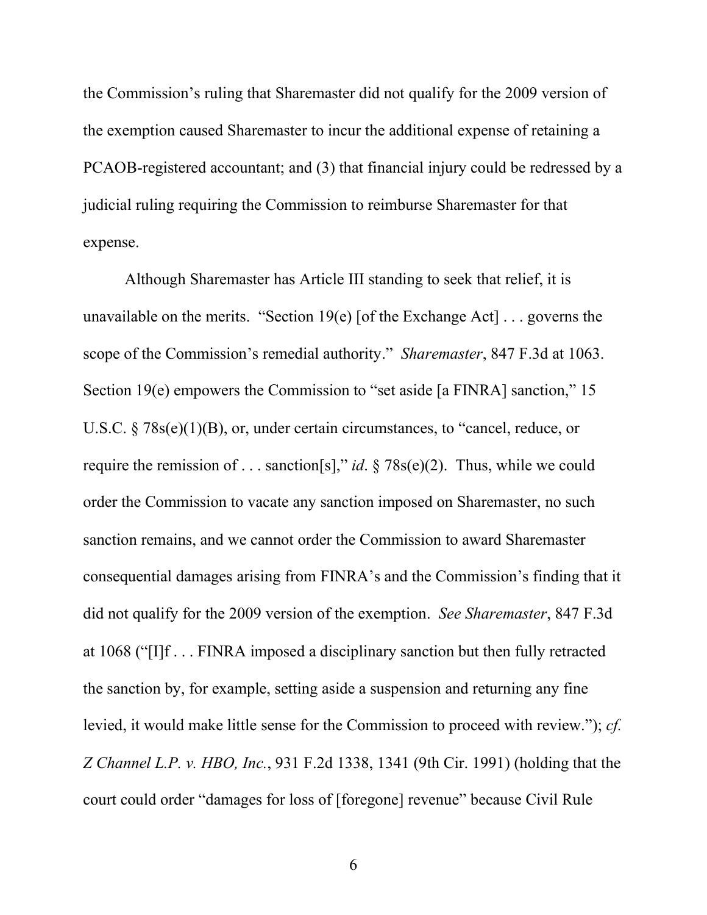the Commission's ruling that Sharemaster did not qualify for the 2009 version of the exemption caused Sharemaster to incur the additional expense of retaining a PCAOB-registered accountant; and (3) that financial injury could be redressed by a judicial ruling requiring the Commission to reimburse Sharemaster for that expense.

Although Sharemaster has Article III standing to seek that relief, it is unavailable on the merits. "Section 19(e) [of the Exchange Act] . . . governs the scope of the Commission's remedial authority." *Sharemaster*, 847 F.3d at 1063. Section 19(e) empowers the Commission to "set aside [a FINRA] sanction," 15 U.S.C. § 78s(e)(1)(B), or, under certain circumstances, to "cancel, reduce, or require the remission of . . . sanction[s]," *id*. § 78s(e)(2). Thus, while we could order the Commission to vacate any sanction imposed on Sharemaster, no such sanction remains, and we cannot order the Commission to award Sharemaster consequential damages arising from FINRA's and the Commission's finding that it did not qualify for the 2009 version of the exemption. *See Sharemaster*, 847 F.3d at 1068 ("[I]f . . . FINRA imposed a disciplinary sanction but then fully retracted the sanction by, for example, setting aside a suspension and returning any fine levied, it would make little sense for the Commission to proceed with review."); *cf. Z Channel L.P. v. HBO, Inc.*, 931 F.2d 1338, 1341 (9th Cir. 1991) (holding that the court could order "damages for loss of [foregone] revenue" because Civil Rule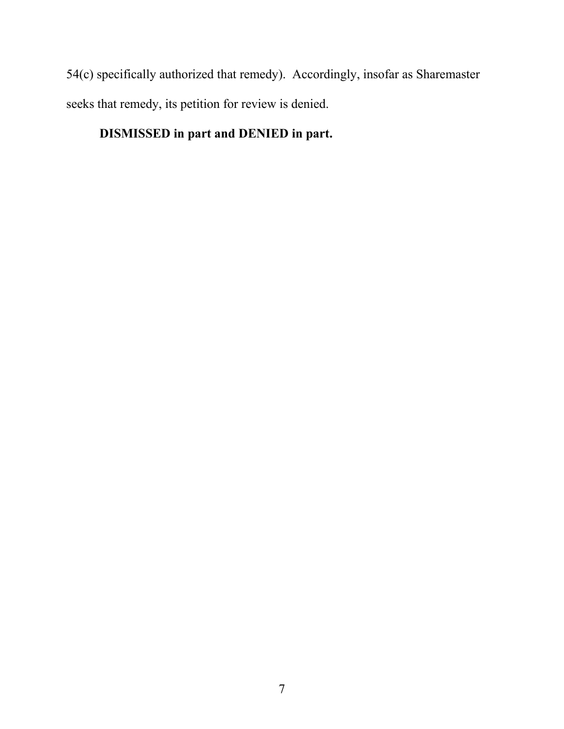54(c) specifically authorized that remedy). Accordingly, insofar as Sharemaster seeks that remedy, its petition for review is denied.

**DISMISSED in part and DENIED in part.**